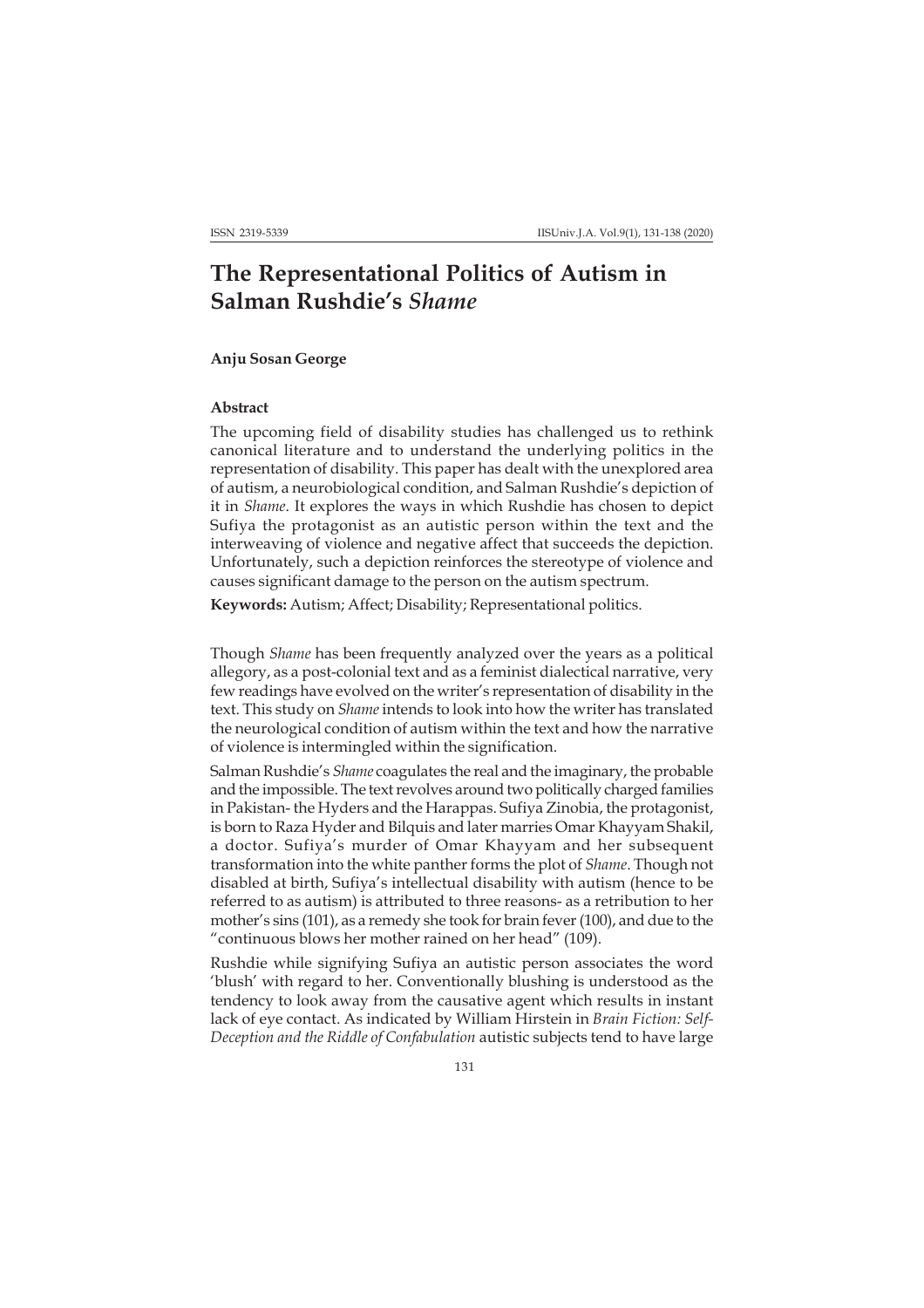# The Representational Politics of Autism in Salman Rushdie's *Shame*

**Anju Sosan George**

**Abstract**

The upcoming field of disability studies has challenged us to rethink canonical literature and to understand the underlying politics in the representation of disability. This paper has dealt with the unexplored area of autism, a neurobiological condition, and Salman Rushdie's depiction of it in *Shame*. It explores the ways in which Rushdie has chosen to depict Sufiya the protagonist as an autistic person within the text and the interweaving of violence and negative affect that succeeds the depiction. Unfortunately, such a depiction reinforces the stereotype of violence and causes significant damage to the person on the autism spectrum.

**Keywords:** Autism; Affect; Disability; Representational politics.

Though *Shame* has been frequently analyzed over the years as a political allegory, as a post-colonial text and as a feminist dialectical narrative, very few readings have evolved on the writer's representation of disability in the text. This study on *Shame* intends to look into how the writer has translated the neurological condition of autism within the text and how the narrative of violence is intermingled within the signification.

Salman Rushdie's *Shame* coagulates the real and the imaginary, the probable and the impossible. The text revolves around two politically charged families in Pakistan- the Hyders and the Harappas. Sufiya Zinobia, the protagonist, is born to Raza Hyder and Bilquis and later marries Omar Khayyam Shakil, a doctor. Sufiya's murder of Omar Khayyam and her subsequent transformation into the white panther forms the plot of *Shame*. Though not disabled at birth, Sufiya's intellectual disability with autism (hence to be referred to as autism) is attributed to three reasons- as a retribution to her mother's sins (101), as a remedy she took for brain fever (100), and due to the "continuous blows her mother rained on her head" (109).

Rushdie while signifying Sufiya an autistic person associates the word 'blush' with regard to her. Conventionally blushing is understood as the tendency to look away from the causative agent which results in instant lack of eye contact. As indicated by William Hirstein in *Brain Fiction: Self-Deception and the Riddle of Confabulation* autistic subjects tend to have large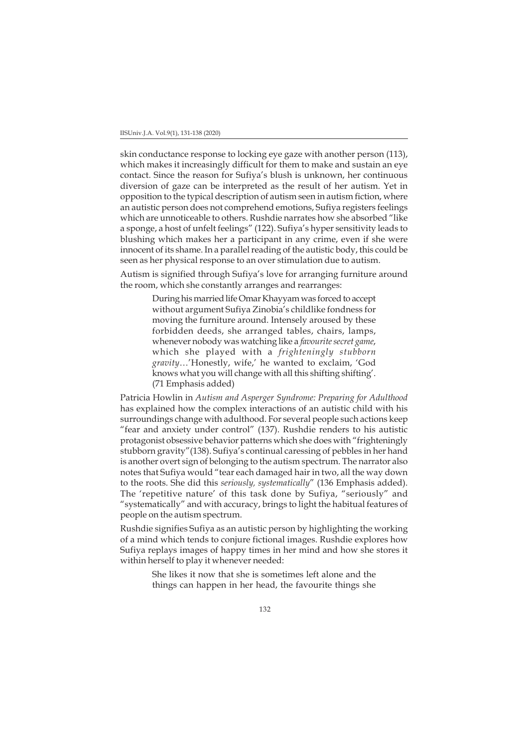skin conductance response to locking eye gaze with another person (113), which makes it increasingly difficult for them to make and sustain an eye contact. Since the reason for Sufiya's blush is unknown, her continuous diversion of gaze can be interpreted as the result of her autism. Yet in opposition to the typical description of autism seen in autism fiction, where an autistic person does not comprehend emotions, Sufiya registers feelings which are unnoticeable to others. Rushdie narrates how she absorbed "like a sponge, a host of unfelt feelings" (122). Sufiya's hyper sensitivity leads to blushing which makes her a participant in any crime, even if she were innocent of its shame. In a parallel reading of the autistic body, this could be seen as her physical response to an over stimulation due to autism.

Autism is signified through Sufiya's love for arranging furniture around the room, which she constantly arranges and rearranges:

> During his married life Omar Khayyam was forced to accept without argument Sufiya Zinobia's childlike fondness for moving the furniture around. Intensely aroused by these forbidden deeds, she arranged tables, chairs, lamps, whenever nobody was watching like a *favourite secret game*, which she played with a *frighteningly stubborn gravity*…'Honestly, wife,' he wanted to exclaim, 'God knows what you will change with all this shifting shifting'. (71 Emphasis added)

Patricia Howlin in *Autism and Asperger Syndrome: Preparing for Adulthood* has explained how the complex interactions of an autistic child with his surroundings change with adulthood. For several people such actions keep "fear and anxiety under control" (137). Rushdie renders to his autistic protagonist obsessive behavior patterns which she does with "frighteningly stubborn gravity"(138). Sufiya's continual caressing of pebbles in her hand is another overt sign of belonging to the autism spectrum. The narrator also notes that Sufiya would "tear each damaged hair in two, all the way down to the roots. She did this *seriously, systematically*" (136 Emphasis added). The 'repetitive nature' of this task done by Sufiya, "seriously" and "systematically" and with accuracy, brings to light the habitual features of people on the autism spectrum.

Rushdie signifies Sufiya as an autistic person by highlighting the working of a mind which tends to conjure fictional images. Rushdie explores how Sufiya replays images of happy times in her mind and how she stores it within herself to play it whenever needed:

> She likes it now that she is sometimes left alone and the things can happen in her head, the favourite things she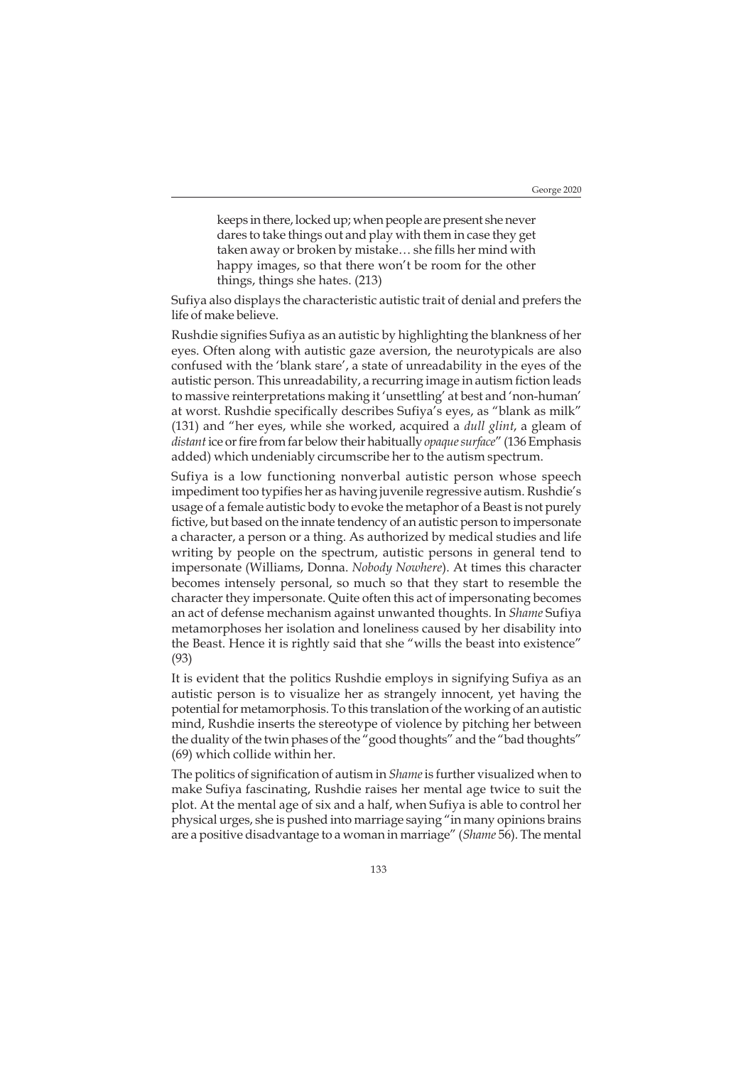> keeps in there, locked up; when people are present she never dares to take things out and play with them in case they get taken away or broken by mistake… she fills her mind with happy images, so that there won't be room for the other things, things she hates. (213)

Sufiya also displays the characteristic autistic trait of denial and prefers the life of make believe.

Rushdie signifies Sufiya as an autistic by highlighting the blankness of her eyes. Often along with autistic gaze aversion, the neurotypicals are also confused with the 'blank stare', a state of unreadability in the eyes of the autistic person. This unreadability, a recurring image in autism fiction leads to massive reinterpretations making it 'unsettling' at best and 'non-human' at worst. Rushdie specifically describes Sufiya's eyes, as "blank as milk" (131) and "her eyes, while she worked, acquired a *dull glint*, a gleam of *distant* ice or fire from far below their habitually *opaque surface*" (136 Emphasis added) which undeniably circumscribe her to the autism spectrum.

Sufiya is a low functioning nonverbal autistic person whose speech impediment too typifies her as having juvenile regressive autism. Rushdie's usage of a female autistic body to evoke the metaphor of a Beast is not purely fictive, but based on the innate tendency of an autistic person to impersonate a character, a person or a thing. As authorized by medical studies and life writing by people on the spectrum, autistic persons in general tend to impersonate (Williams, Donna. *Nobody Nowhere*). At times this character becomes intensely personal, so much so that they start to resemble the character they impersonate. Quite often this act of impersonating becomes an act of defense mechanism against unwanted thoughts. In *Shame* Sufiya metamorphoses her isolation and loneliness caused by her disability into the Beast. Hence it is rightly said that she "wills the beast into existence" (93)

It is evident that the politics Rushdie employs in signifying Sufiya as an autistic person is to visualize her as strangely innocent, yet having the potential for metamorphosis. To this translation of the working of an autistic mind, Rushdie inserts the stereotype of violence by pitching her between the duality of the twin phases of the "good thoughts" and the "bad thoughts" (69) which collide within her.

The politics of signification of autism in *Shame* is further visualized when to make Sufiya fascinating, Rushdie raises her mental age twice to suit the plot. At the mental age of six and a half, when Sufiya is able to control her physical urges, she is pushed into marriage saying "in many opinions brains are a positive disadvantage to a woman in marriage" (*Shame* 56). The mental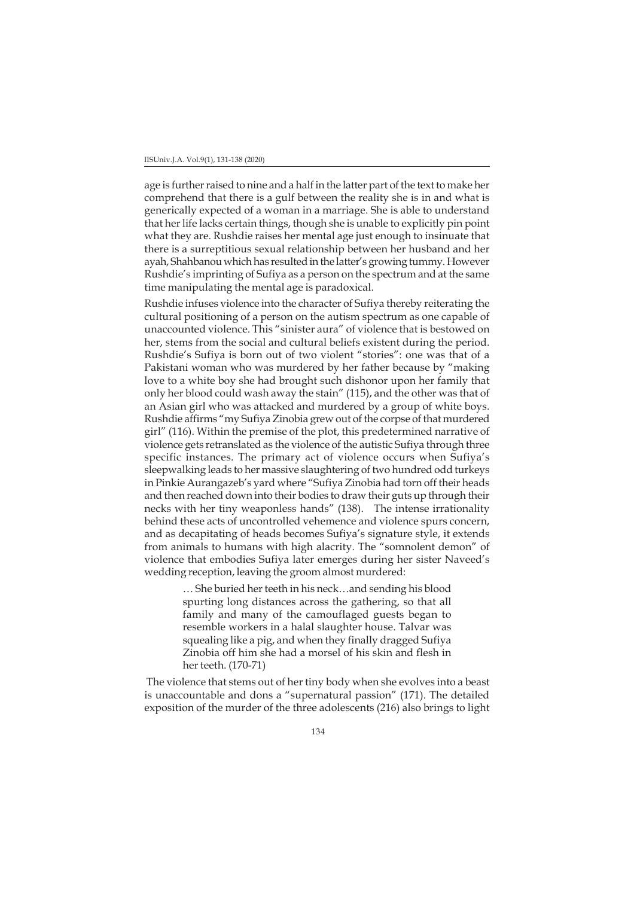age is further raised to nine and a half in the latter part of the text to make her comprehend that there is a gulf between the reality she is in and what is generically expected of a woman in a marriage. She is able to understand that her life lacks certain things, though she is unable to explicitly pin point what they are. Rushdie raises her mental age just enough to insinuate that there is a surreptitious sexual relationship between her husband and her ayah, Shahbanou which has resulted in the latter's growing tummy. However Rushdie's imprinting of Sufiya as a person on the spectrum and at the same time manipulating the mental age is paradoxical.

Rushdie infuses violence into the character of Sufiya thereby reiterating the cultural positioning of a person on the autism spectrum as one capable of unaccounted violence. This "sinister aura" of violence that is bestowed on her, stems from the social and cultural beliefs existent during the period. Rushdie's Sufiya is born out of two violent "stories": one was that of a Pakistani woman who was murdered by her father because by "making love to a white boy she had brought such dishonor upon her family that only her blood could wash away the stain" (115), and the other was that of an Asian girl who was attacked and murdered by a group of white boys. Rushdie affirms "my Sufiya Zinobia grew out of the corpse of that murdered girl" (116). Within the premise of the plot, this predetermined narrative of violence gets retranslated as the violence of the autistic Sufiya through three specific instances. The primary act of violence occurs when Sufiya's sleepwalking leads to her massive slaughtering of two hundred odd turkeys in Pinkie Aurangazeb's yard where "Sufiya Zinobia had torn off their heads and then reached down into their bodies to draw their guts up through their necks with her tiny weaponless hands" (138). The intense irrationality behind these acts of uncontrolled vehemence and violence spurs concern, and as decapitating of heads becomes Sufiya's signature style, it extends from animals to humans with high alacrity. The "somnolent demon" of violence that embodies Sufiya later emerges during her sister Naveed's wedding reception, leaving the groom almost murdered:

> … She buried her teeth in his neck…and sending his blood spurting long distances across the gathering, so that all family and many of the camouflaged guests began to resemble workers in a halal slaughter house. Talvar was squealing like a pig, and when they finally dragged Sufiya Zinobia off him she had a morsel of his skin and flesh in her teeth. (170-71)

The violence that stems out of her tiny body when she evolves into a beast is unaccountable and dons a "supernatural passion" (171). The detailed exposition of the murder of the three adolescents (216) also brings to light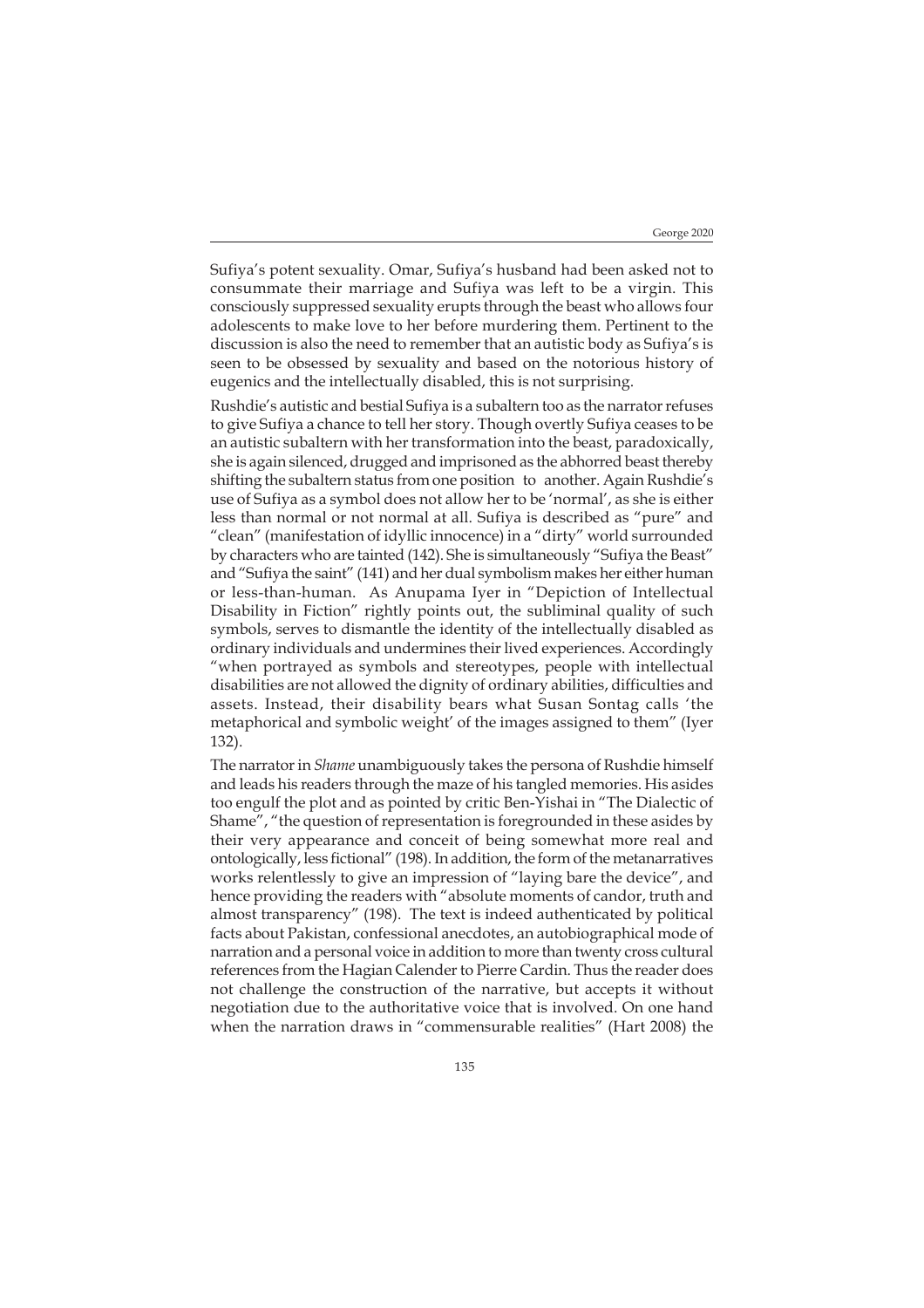Sufiya's potent sexuality. Omar, Sufiya's husband had been asked not to consummate their marriage and Sufiya was left to be a virgin. This consciously suppressed sexuality erupts through the beast who allows four adolescents to make love to her before murdering them. Pertinent to the discussion is also the need to remember that an autistic body as Sufiya's is seen to be obsessed by sexuality and based on the notorious history of eugenics and the intellectually disabled, this is not surprising.

Rushdie's autistic and bestial Sufiya is a subaltern too as the narrator refuses to give Sufiya a chance to tell her story. Though overtly Sufiya ceases to be an autistic subaltern with her transformation into the beast, paradoxically, she is again silenced, drugged and imprisoned as the abhorred beast thereby shifting the subaltern status from one position to another. Again Rushdie's use of Sufiya as a symbol does not allow her to be 'normal', as she is either less than normal or not normal at all. Sufiya is described as "pure" and "clean" (manifestation of idyllic innocence) in a "dirty" world surrounded by characters who are tainted (142). She is simultaneously "Sufiya the Beast" and "Sufiya the saint" (141) and her dual symbolism makes her either human or less-than-human. As Anupama Iyer in "Depiction of Intellectual Disability in Fiction" rightly points out, the subliminal quality of such symbols, serves to dismantle the identity of the intellectually disabled as ordinary individuals and undermines their lived experiences. Accordingly "when portrayed as symbols and stereotypes, people with intellectual disabilities are not allowed the dignity of ordinary abilities, difficulties and assets. Instead, their disability bears what Susan Sontag calls 'the metaphorical and symbolic weight' of the images assigned to them" (Iyer 132).

The narrator in *Shame* unambiguously takes the persona of Rushdie himself and leads his readers through the maze of his tangled memories. His asides too engulf the plot and as pointed by critic Ben-Yishai in "The Dialectic of Shame", "the question of representation is foregrounded in these asides by their very appearance and conceit of being somewhat more real and ontologically, less fictional" (198). In addition, the form of the metanarratives works relentlessly to give an impression of "laying bare the device", and hence providing the readers with "absolute moments of candor, truth and almost transparency" (198). The text is indeed authenticated by political facts about Pakistan, confessional anecdotes, an autobiographical mode of narration and a personal voice in addition to more than twenty cross cultural references from the Hagian Calender to Pierre Cardin. Thus the reader does not challenge the construction of the narrative, but accepts it without negotiation due to the authoritative voice that is involved. On one hand when the narration draws in "commensurable realities" (Hart 2008) the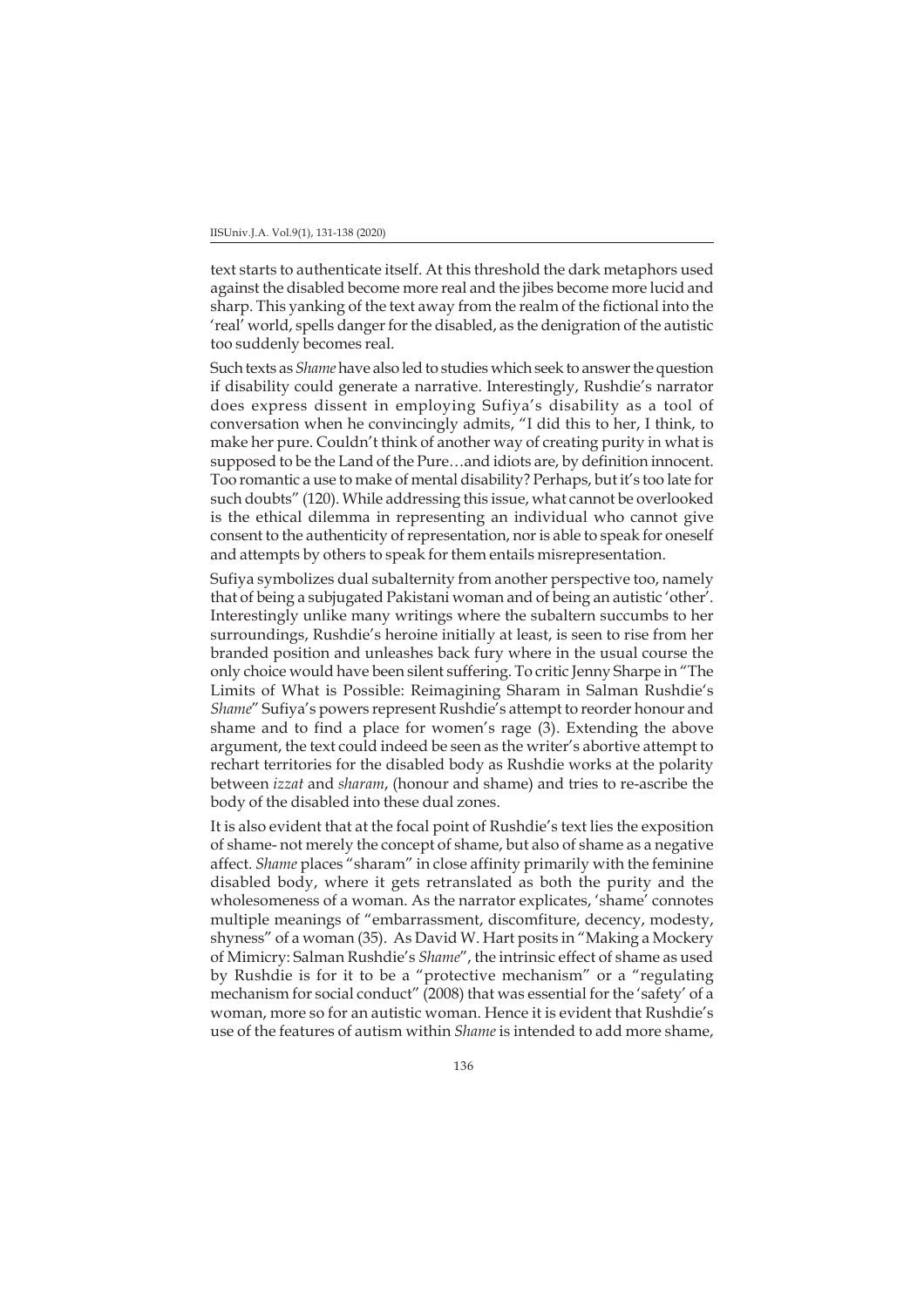text starts to authenticate itself. At this threshold the dark metaphors used against the disabled become more real and the jibes become more lucid and sharp. This yanking of the text away from the realm of the fictional into the 'real' world, spells danger for the disabled, as the denigration of the autistic too suddenly becomes real.

Such texts as *Shame* have also led to studies which seek to answer the question if disability could generate a narrative. Interestingly, Rushdie's narrator does express dissent in employing Sufiya's disability as a tool of conversation when he convincingly admits, "I did this to her, I think, to make her pure. Couldn't think of another way of creating purity in what is supposed to be the Land of the Pure…and idiots are, by definition innocent. Too romantic a use to make of mental disability? Perhaps, but it's too late for such doubts" (120). While addressing this issue, what cannot be overlooked is the ethical dilemma in representing an individual who cannot give consent to the authenticity of representation, nor is able to speak for oneself and attempts by others to speak for them entails misrepresentation.

Sufiya symbolizes dual subalternity from another perspective too, namely that of being a subjugated Pakistani woman and of being an autistic 'other'. Interestingly unlike many writings where the subaltern succumbs to her surroundings, Rushdie's heroine initially at least, is seen to rise from her branded position and unleashes back fury where in the usual course the only choice would have been silent suffering. To critic Jenny Sharpe in "The Limits of What is Possible: Reimagining Sharam in Salman Rushdie's *Shame*" Sufiya's powers represent Rushdie's attempt to reorder honour and shame and to find a place for women's rage (3). Extending the above argument, the text could indeed be seen as the writer's abortive attempt to rechart territories for the disabled body as Rushdie works at the polarity between *izzat* and *sharam*, (honour and shame) and tries to re-ascribe the body of the disabled into these dual zones.

It is also evident that at the focal point of Rushdie's text lies the exposition of shame- not merely the concept of shame, but also of shame as a negative affect. *Shame* places "sharam" in close affinity primarily with the feminine disabled body, where it gets retranslated as both the purity and the wholesomeness of a woman. As the narrator explicates, 'shame' connotes multiple meanings of "embarrassment, discomfiture, decency, modesty, shyness" of a woman (35). As David W. Hart posits in "Making a Mockery of Mimicry: Salman Rushdie's *Shame*", the intrinsic effect of shame as used by Rushdie is for it to be a "protective mechanism" or a "regulating mechanism for social conduct" (2008) that was essential for the 'safety' of a woman, more so for an autistic woman. Hence it is evident that Rushdie's use of the features of autism within *Shame* is intended to add more shame,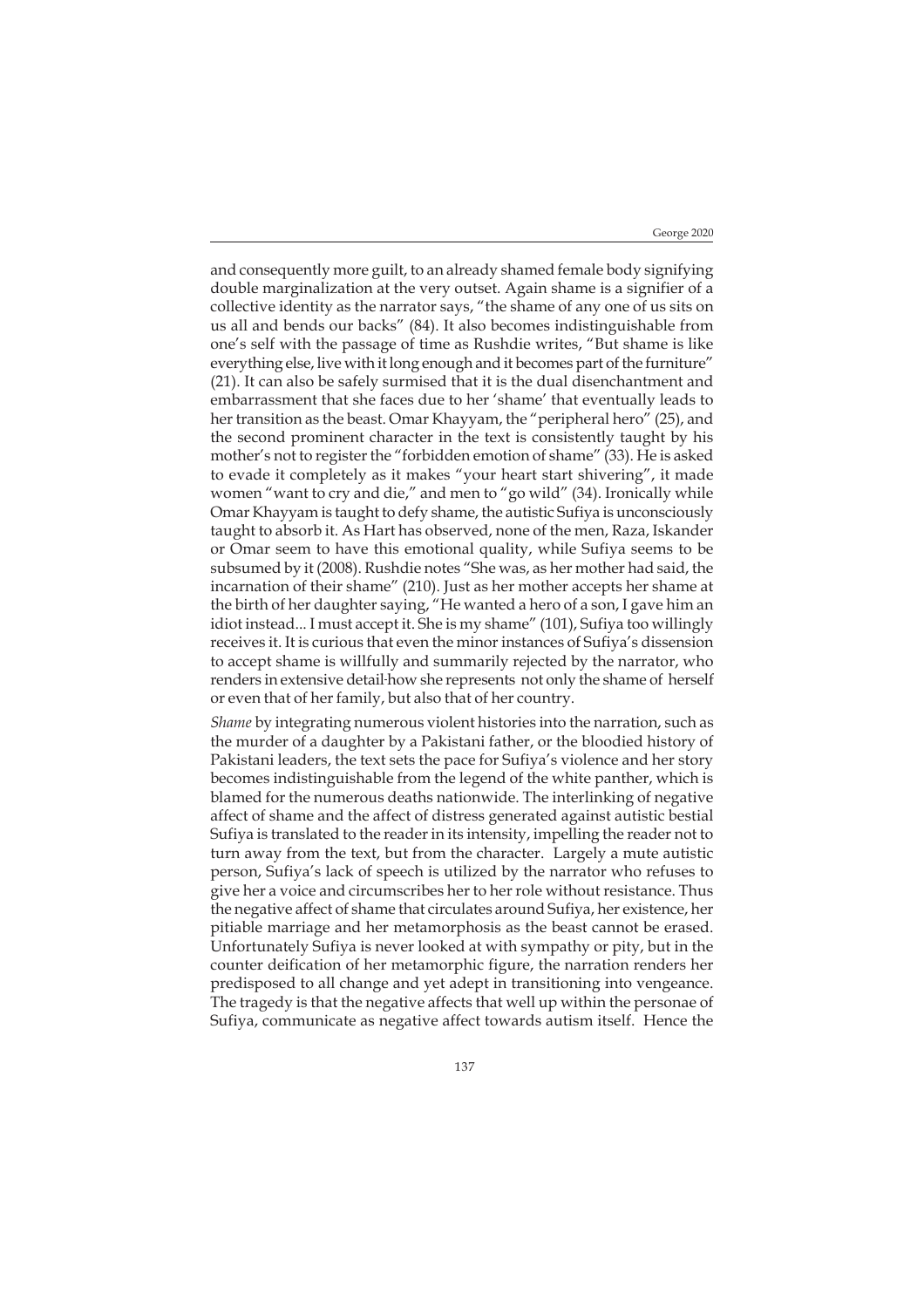and consequently more guilt, to an already shamed female body signifying double marginalization at the very outset. Again shame is a signifier of a collective identity as the narrator says, "the shame of any one of us sits on us all and bends our backs" (84). It also becomes indistinguishable from one's self with the passage of time as Rushdie writes, "But shame is like everything else, live with it long enough and it becomes part of the furniture" (21). It can also be safely surmised that it is the dual disenchantment and embarrassment that she faces due to her 'shame' that eventually leads to her transition as the beast. Omar Khayyam, the "peripheral hero" (25), and the second prominent character in the text is consistently taught by his mother's not to register the "forbidden emotion of shame" (33). He is asked to evade it completely as it makes "your heart start shivering", it made women "want to cry and die," and men to "go wild" (34). Ironically while Omar Khayyam is taught to defy shame, the autistic Sufiya is unconsciously taught to absorb it. As Hart has observed, none of the men, Raza, Iskander or Omar seem to have this emotional quality, while Sufiya seems to be subsumed by it (2008). Rushdie notes "She was, as her mother had said, the incarnation of their shame" (210). Just as her mother accepts her shame at the birth of her daughter saying, "He wanted a hero of a son, I gave him an idiot instead... I must accept it. She is my shame" (101), Sufiya too willingly receives it. It is curious that even the minor instances of Sufiya's dissension to accept shame is willfully and summarily rejected by the narrator, who renders in extensive detail-how she represents not only the shame of herself or even that of her family, but also that of her country.

*Shame* by integrating numerous violent histories into the narration, such as the murder of a daughter by a Pakistani father, or the bloodied history of Pakistani leaders, the text sets the pace for Sufiya's violence and her story becomes indistinguishable from the legend of the white panther, which is blamed for the numerous deaths nationwide. The interlinking of negative affect of shame and the affect of distress generated against autistic bestial Sufiya is translated to the reader in its intensity, impelling the reader not to turn away from the text, but from the character. Largely a mute autistic person, Sufiya's lack of speech is utilized by the narrator who refuses to give her a voice and circumscribes her to her role without resistance. Thus the negative affect of shame that circulates around Sufiya, her existence, her pitiable marriage and her metamorphosis as the beast cannot be erased. Unfortunately Sufiya is never looked at with sympathy or pity, but in the counter deification of her metamorphic figure, the narration renders her predisposed to all change and yet adept in transitioning into vengeance. The tragedy is that the negative affects that well up within the personae of Sufiya, communicate as negative affect towards autism itself. Hence the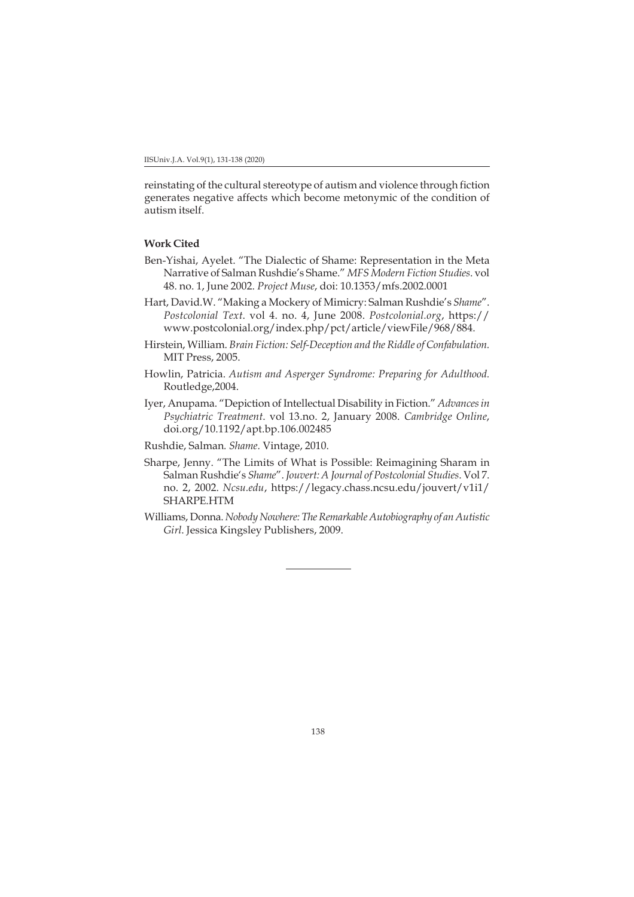reinstating of the cultural stereotype of autism and violence through fiction generates negative affects which become metonymic of the condition of autism itself.

**Work Cited**

Ben-Yishai, Ayelet. "The Dialectic of Shame: Representation in the Meta Narrative of Salman Rushdie's Shame." *MFS Modern Fiction Studies*. vol 48. no. 1, June 2002. *Project Muse*, doi: 10.1353/mfs.2002.0001

Hart, David.W. "Making a Mockery of Mimicry: Salman Rushdie's *Shame*". *Postcolonial Text*. vol 4. no. 4, June 2008. *Postcolonial.org*, https://www.postcolonial.org/index.php/pct/article/viewFile/968/884.

Hirstein, William. *Brain Fiction: Self-Deception and the Riddle of Confabulation.* MIT Press, 2005.

Howlin, Patricia. *Autism and Asperger Syndrome: Preparing for Adulthood.* Routledge,2004.

Iyer, Anupama. "Depiction of Intellectual Disability in Fiction." *Advances in Psychiatric Treatment*. vol 13.no. 2, January 2008. *Cambridge Online*, doi.org/10.1192/apt.bp.106.002485

Rushdie, Salman. *Shame*. Vintage, 2010.

Sharpe, Jenny. "The Limits of What is Possible: Reimagining Sharam in Salman Rushdie's *Shame*". *Jouvert: A Journal of Postcolonial Studies*. Vol 7. no. 2, 2002. *Ncsu.edu*, https://legacy.chass.ncsu.edu/jouvert/v1i1/SHARPE.HTM

Williams, Donna. *Nobody Nowhere: The Remarkable Autobiography of an Autistic Girl*. Jessica Kingsley Publishers, 2009.